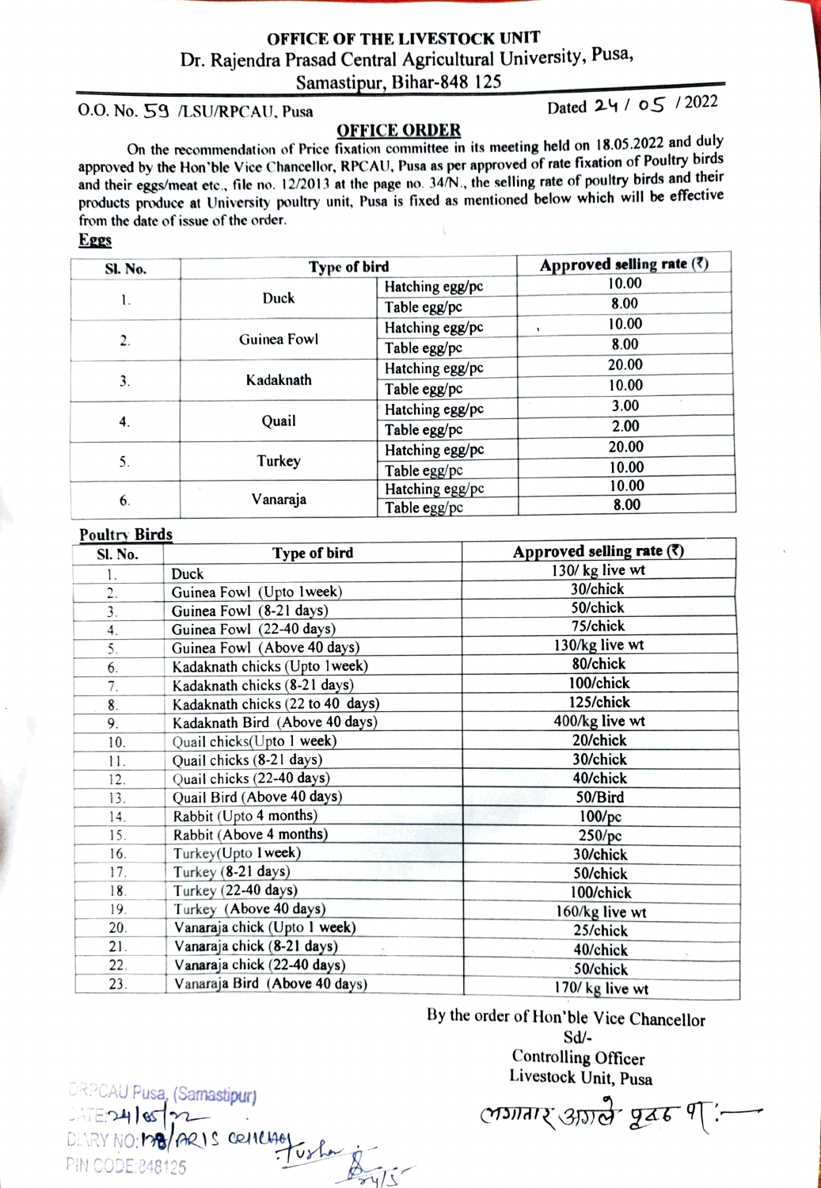# OFFICE OF THE LIVESTOCK UNIT

## Dr. Rajendra Prasad Central Agricultural University, Pusa, Samastipur, Bihar-848 125

O.O. No. 59 /LSU/RPCAU, Pusa

Dated 24 / 05 / 2022

## OFFICE ORDER

On the recommendation of Price fixation committee in its meeting held on 18.05.2022 and duly approved by the Hon'ble Vice Chancellor, RPCAU, Pusa as per approved of rate fixation of Poultry birds and their eggs/meat etc., file no. 12/2013 at the page no. 34/N., the selling rate of poultry birds and their products produce at University poultry unit, Pusa is fixed as mentioned below which will be effective from the date of issue of the order.

**Eggs**

| Sl. No. | Type of bird | | Approved selling rate (₹) |
|---|---|---|---|
| 1. | Duck | Hatching egg/pc | 10.00 |
| | | Table egg/pc | 8.00 |
| 2. | Guinea Fowl | Hatching egg/pc | 10.00 |
| | | Table egg/pc | 8.00 |
| 3. | Kadaknath | Hatching egg/pc | 20.00 |
| | | Table egg/pc | 10.00 |
| 4. | Quail | Hatching egg/pc | 3.00 |
| | | Table egg/pc | 2.00 |
| 5. | Turkey | Hatching egg/pc | 20.00 |
| | | Table egg/pc | 10.00 |
| 6. | Vanaraja | Hatching egg/pc | 10.00 |
| | | Table egg/pc | 8.00 |

**Poultry Birds**

| Sl. No. | Type of bird | Approved selling rate (₹) |
|---|---|---|
| 1. | Duck | 130/ kg live wt |
| 2. | Guinea Fowl (Upto 1week) | 30/chick |
| 3. | Guinea Fowl (8-21 days) | 50/chick |
| 4. | Guinea Fowl (22-40 days) | 75/chick |
| 5. | Guinea Fowl (Above 40 days) | 130/kg live wt |
| 6. | Kadaknath chicks (Upto 1week) | 80/chick |
| 7. | Kadaknath chicks (8-21 days) | 100/chick |
| 8. | Kadaknath chicks (22 to 40 days) | 125/chick |
| 9. | Kadaknath Bird (Above 40 days) | 400/kg live wt |
| 10. | Quail chicks(Upto 1 week) | 20/chick |
| 11. | Quail chicks (8-21 days) | 30/chick |
| 12. | Quail chicks (22-40 days) | 40/chick |
| 13. | Quail Bird (Above 40 days) | 50/Bird |
| 14. | Rabbit (Upto 4 months) | 100/pc |
| 15. | Rabbit (Above 4 months) | 250/pc |
| 16. | Turkey(Upto 1week) | 30/chick |
| 17. | Turkey (8-21 days) | 50/chick |
| 18. | Turkey (22-40 days) | 100/chick |
| 19. | Turkey (Above 40 days) | 160/kg live wt |
| 20. | Vanaraja chick (Upto 1 week) | 25/chick |
| 21. | Vanaraja chick (8-21 days) | 40/chick |
| 22. | Vanaraja chick (22-40 days) | 50/chick |
| 23. | Vanaraja Bird (Above 40 days) | 170/ kg live wt |

By the order of Hon'ble Vice Chancellor

Sd/-

Controlling Officer

Livestock Unit, Pusa

लगातार अगले पृष्ठ पर :—

DRPCAU Pusa, (Samastipur)
DATE: 24/05/22
DIARY NO: 178/ARIS
PIN CODE: 848125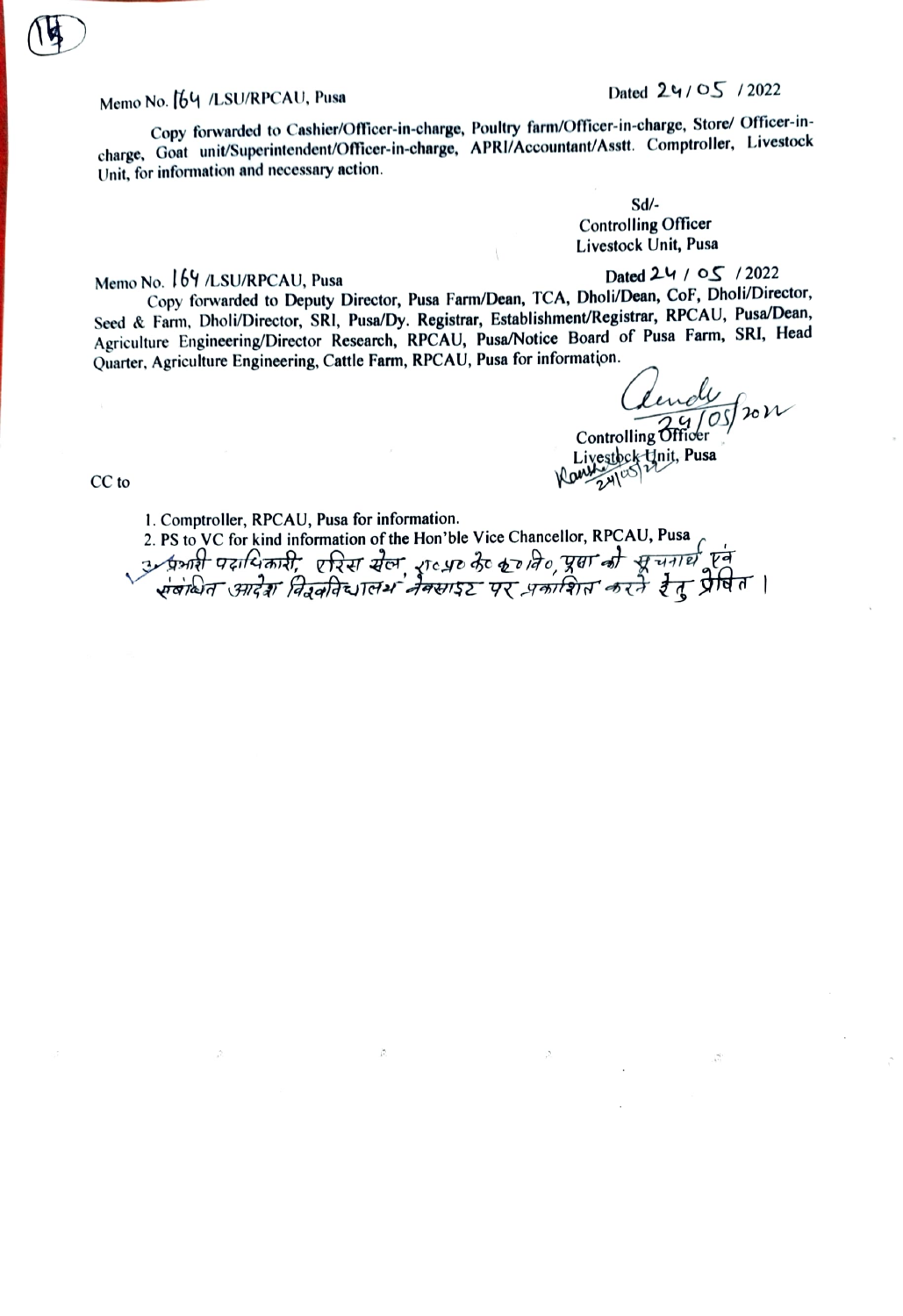(15)

Memo No. 164 /LSU/RPCAU, Pusa Dated 24/05/2022

Copy forwarded to Cashier/Officer-in-charge, Poultry farm/Officer-in-charge, Store/ Officer-in-charge, Goat unit/Superintendent/Officer-in-charge, APRI/Accountant/Asstt. Comptroller, Livestock Unit, for information and necessary action.

Sd/-
Controlling Officer
Livestock Unit, Pusa

Memo No. 164 /LSU/RPCAU, Pusa Dated 24/05/2022

Copy forwarded to Deputy Director, Pusa Farm/Dean, TCA, Dholi/Dean, CoF, Dholi/Director, Seed & Farm, Dholi/Director, SRI, Pusa/Dy. Registrar, Establishment/Registrar, RPCAU, Pusa/Dean, Agriculture Engineering/Director Research, RPCAU, Pusa/Notice Board of Pusa Farm, SRI, Head Quarter, Agriculture Engineering, Cattle Farm, RPCAU, Pusa for information.

24/05/2022
Controlling Officer
Livestock Unit, Pusa

CC to

1. Comptroller, RPCAU, Pusa for information.
2. PS to VC for kind information of the Hon'ble Vice Chancellor, RPCAU, Pusa
3. प्रभारी पदाधिकारी, एरिस सेल, रा०प्र०के०कृ०वि०, पूसा को सूचनार्थ एवं संबंधित आदेश विश्वविद्यालय वेबसाइट पर प्रकाशित करने हेतु प्रेषित।